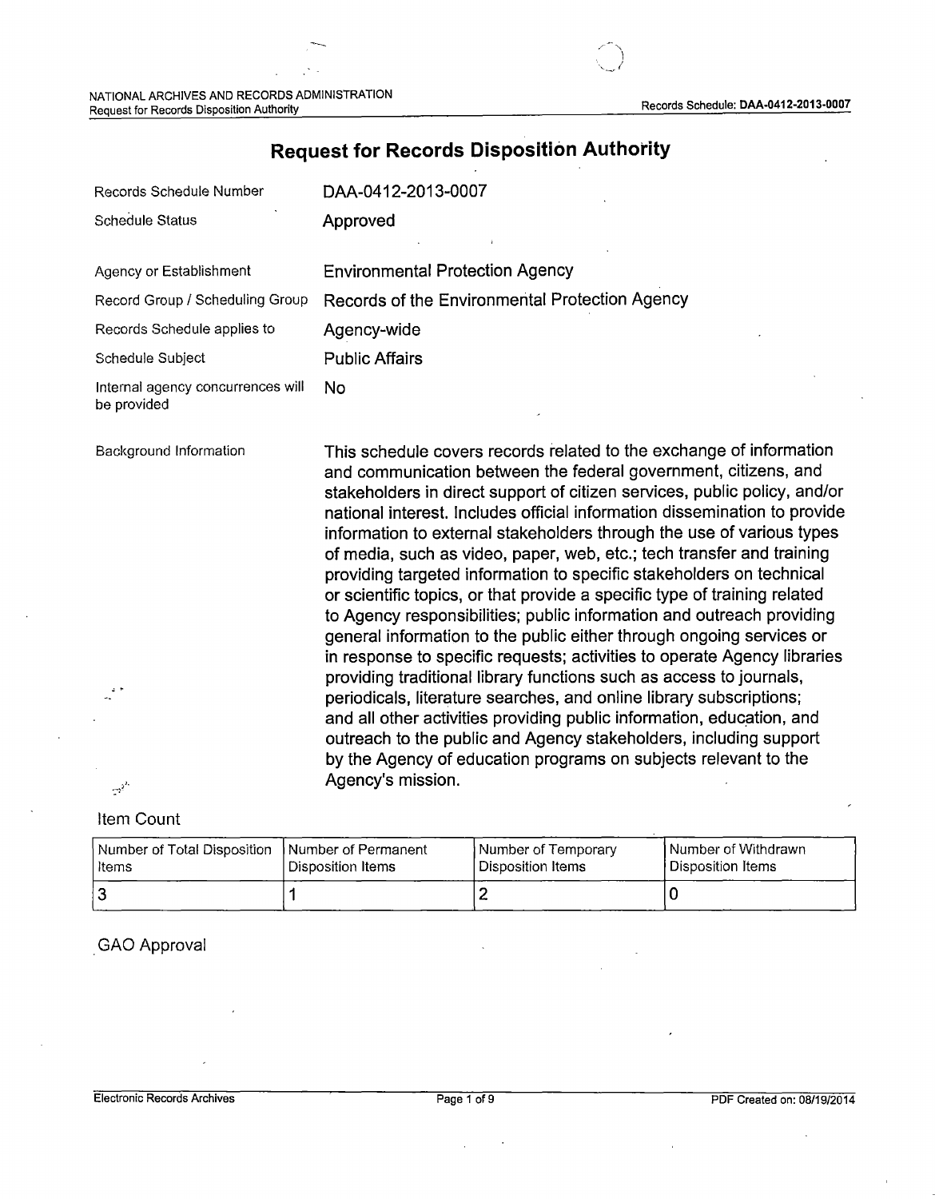# Request for Records Disposition Authority

| | |
|---|---|
| Records Schedule Number | DAA-0412-2013-0007 |
| Schedule Status | Approved |
| Agency or Establishment | Environmental Protection Agency |
| Record Group / Scheduling Group | Records of the Environmental Protection Agency |
| Records Schedule applies to | Agency-wide |
| Schedule Subject | Public Affairs |
| Internal agency concurrences will be provided | No |
| Background Information | This schedule covers records related to the exchange of information and communication between the federal government, citizens, and stakeholders in direct support of citizen services, public policy, and/or national interest. Includes official information dissemination to provide information to external stakeholders through the use of various types of media, such as video, paper, web, etc.; tech transfer and training providing targeted information to specific stakeholders on technical or scientific topics, or that provide a specific type of training related to Agency responsibilities; public information and outreach providing general information to the public either through ongoing services or in response to specific requests; activities to operate Agency libraries providing traditional library functions such as access to journals, periodicals, literature searches, and online library subscriptions; and all other activities providing public information, education, and outreach to the public and Agency stakeholders, including support by the Agency of education programs on subjects relevant to the Agency's mission. |

## Item Count

| Number of Total Disposition Items | Number of Permanent Disposition Items | Number of Temporary Disposition Items | Number of Withdrawn Disposition Items |
|---|---|---|---|
| 3 | 1 | 2 | 0 |

## GAO Approval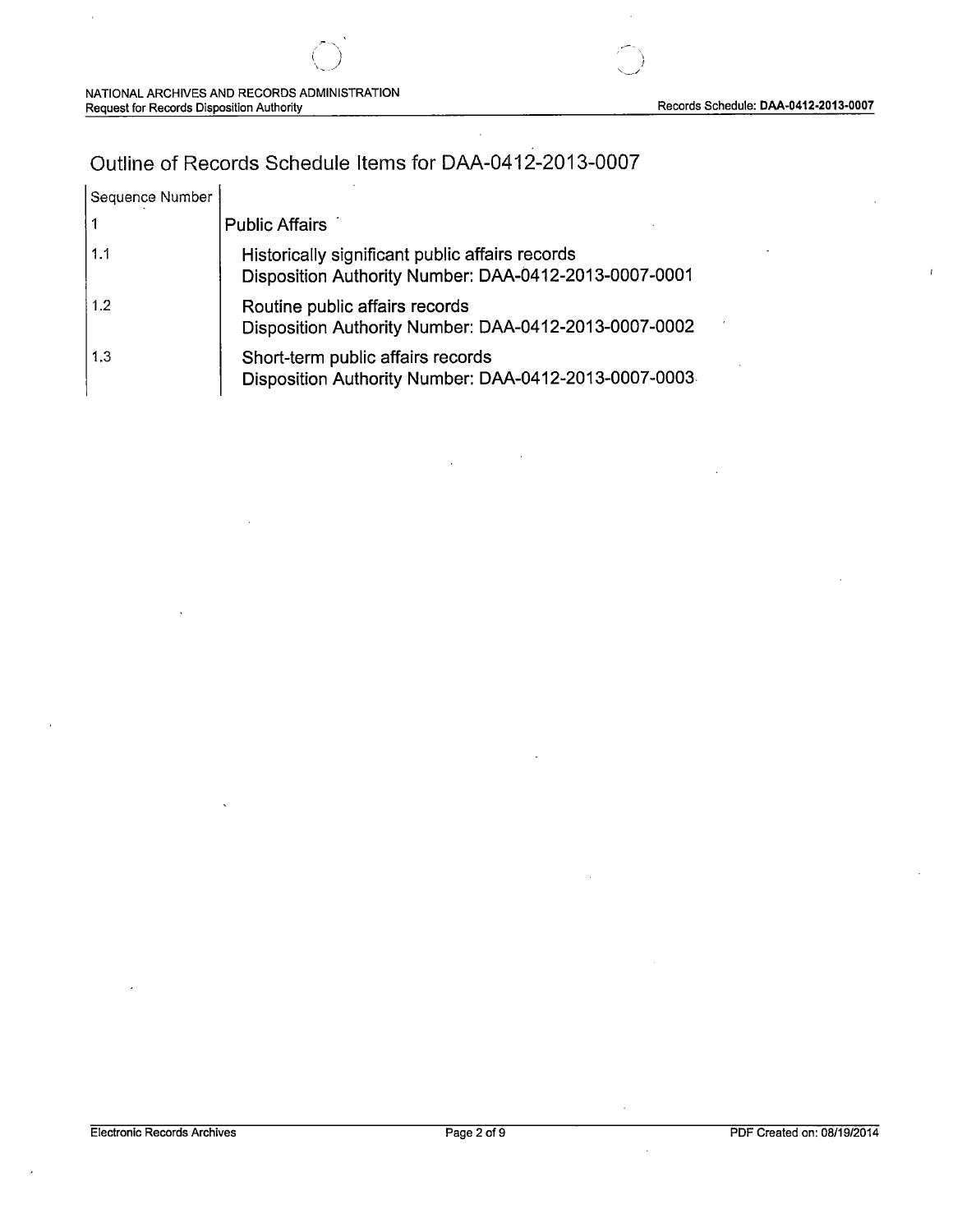# Outline of Records Schedule Items for DAA-0412-2013-0007

| Sequence Number | |
|---|---|
| 1 | Public Affairs |
| 1.1 | Historically significant public affairs records<br>Disposition Authority Number: DAA-0412-2013-0007-0001 |
| 1.2 | Routine public affairs records<br>Disposition Authority Number: DAA-0412-2013-0007-0002 |
| 1.3 | Short-term public affairs records<br>Disposition Authority Number: DAA-0412-2013-0007-0003 |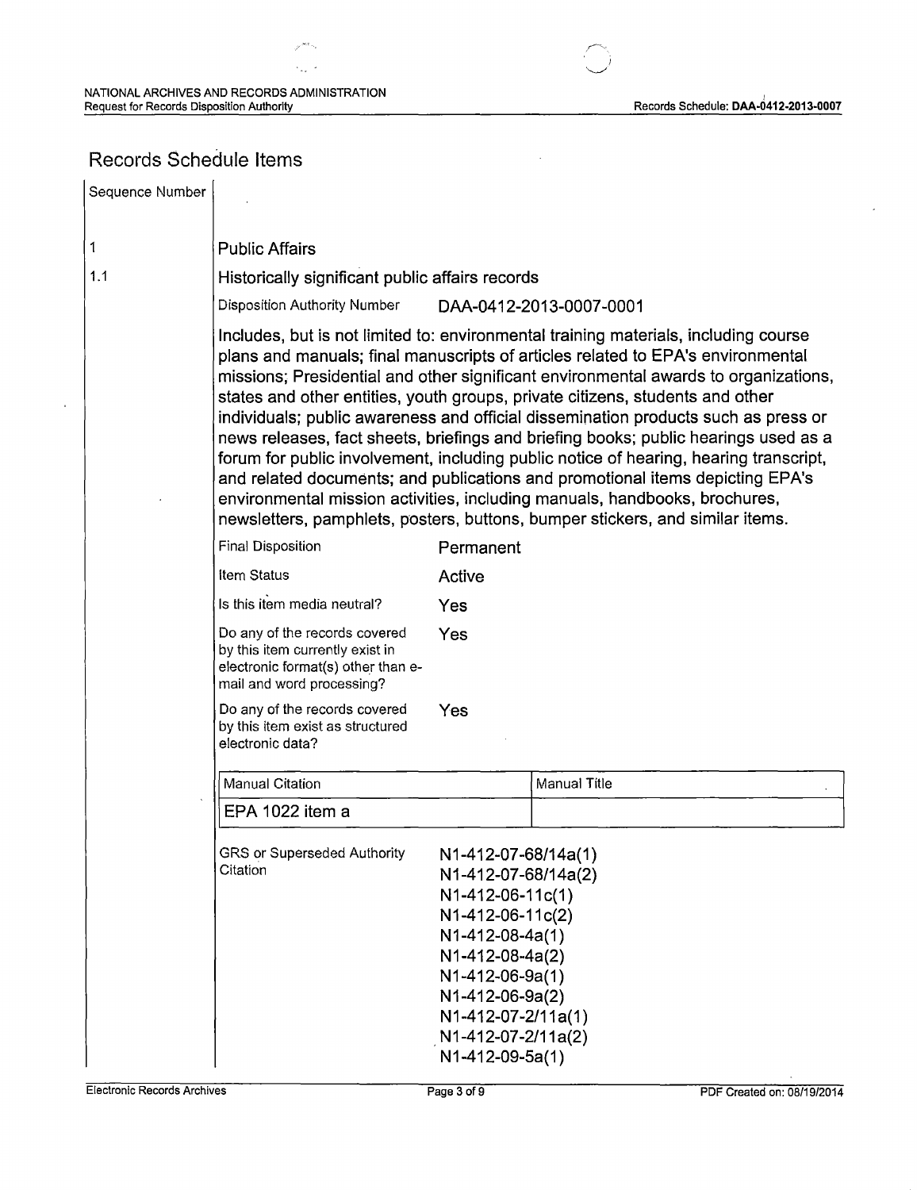## Records Schedule Items

| Sequence Number | |
|---|---|
| 1 | Public Affairs |
| 1.1 | Historically significant public affairs records |

Disposition Authority Number: DAA-0412-2013-0007-0001

Includes, but is not limited to: environmental training materials, including course plans and manuals; final manuscripts of articles related to EPA's environmental missions; Presidential and other significant environmental awards to organizations, states and other entities, youth groups, private citizens, students and other individuals; public awareness and official dissemination products such as press or news releases, fact sheets, briefings and briefing books; public hearings used as a forum for public involvement, including public notice of hearing, hearing transcript, and related documents; and publications and promotional items depicting EPA's environmental mission activities, including manuals, handbooks, brochures, newsletters, pamphlets, posters, buttons, bumper stickers, and similar items.

| | |
|---|---|
| Final Disposition | Permanent |
| Item Status | Active |
| Is this item media neutral? | Yes |
| Do any of the records covered by this item currently exist in electronic format(s) other than e-mail and word processing? | Yes |
| Do any of the records covered by this item exist as structured electronic data? | Yes |

| Manual Citation | Manual Title |
|---|---|
| EPA 1022 item a | |

GRS or Superseded Authority Citation:

N1-412-07-68/14a(1)
N1-412-07-68/14a(2)
N1-412-06-11c(1)
N1-412-06-11c(2)
N1-412-08-4a(1)
N1-412-08-4a(2)
N1-412-06-9a(1)
N1-412-06-9a(2)
N1-412-07-2/11a(1)
N1-412-07-2/11a(2)
N1-412-09-5a(1)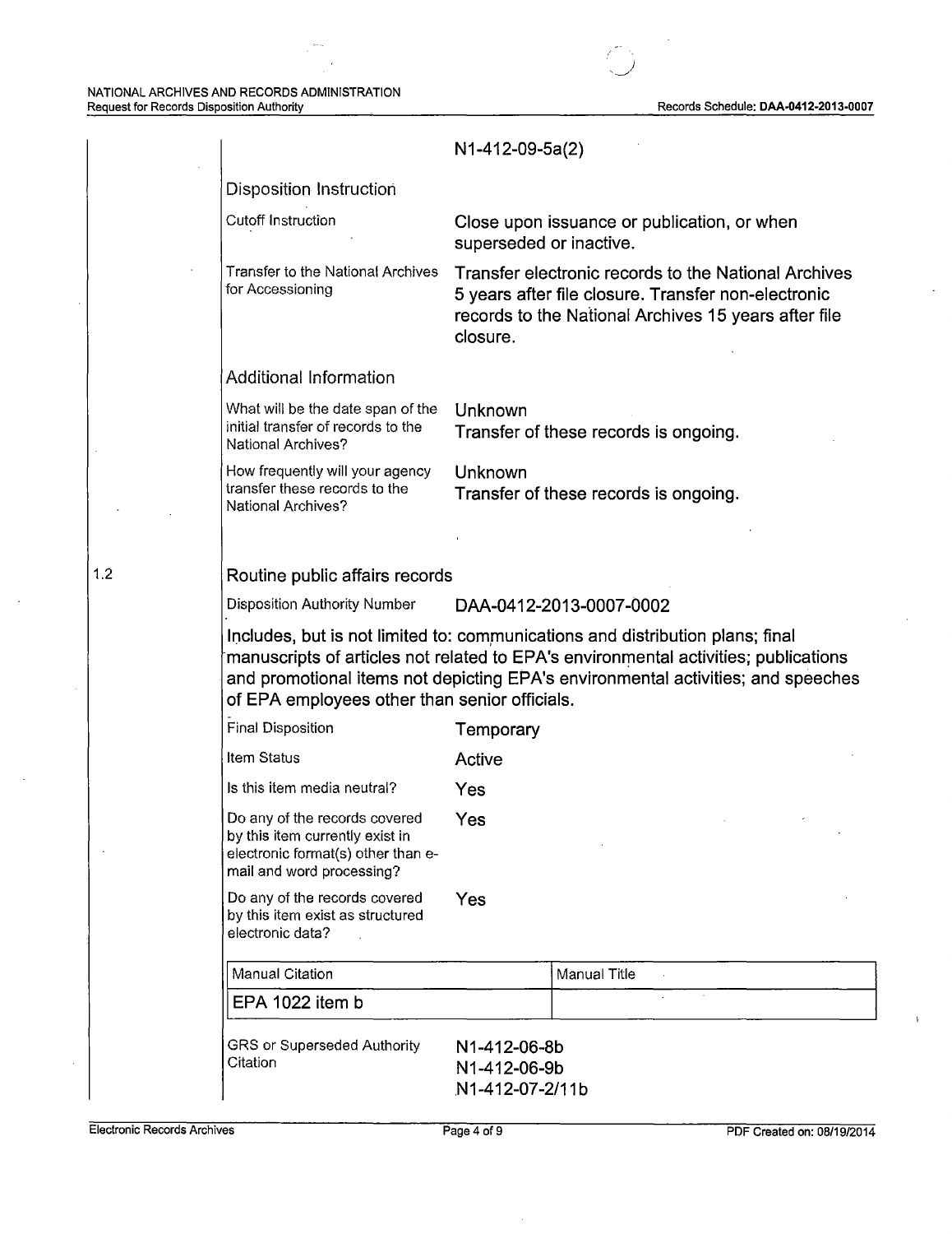N1-412-09-5a(2)

### Disposition Instruction

| | |
|---|---|
| Cutoff Instruction | Close upon issuance or publication, or when superseded or inactive. |
| Transfer to the National Archives for Accessioning | Transfer electronic records to the National Archives 5 years after file closure. Transfer non-electronic records to the National Archives 15 years after file closure. |

### Additional Information

| | |
|---|---|
| What will be the date span of the initial transfer of records to the National Archives? | Unknown<br>Transfer of these records is ongoing. |
| How frequently will your agency transfer these records to the National Archives? | Unknown<br>Transfer of these records is ongoing. |

## 1.2 Routine public affairs records

| | |
|---|---|
| Disposition Authority Number | DAA-0412-2013-0007-0002 |

Includes, but is not limited to: communications and distribution plans; final manuscripts of articles not related to EPA's environmental activities; publications and promotional items not depicting EPA's environmental activities; and speeches of EPA employees other than senior officials.

| | |
|---|---|
| Final Disposition | Temporary |
| Item Status | Active |
| Is this item media neutral? | Yes |
| Do any of the records covered by this item currently exist in electronic format(s) other than e-mail and word processing? | Yes |
| Do any of the records covered by this item exist as structured electronic data? | Yes |

| Manual Citation | Manual Title |
|---|---|
| EPA 1022 item b | |

| | |
|---|---|
| GRS or Superseded Authority Citation | N1-412-06-8b<br>N1-412-06-9b<br>N1-412-07-2/11b |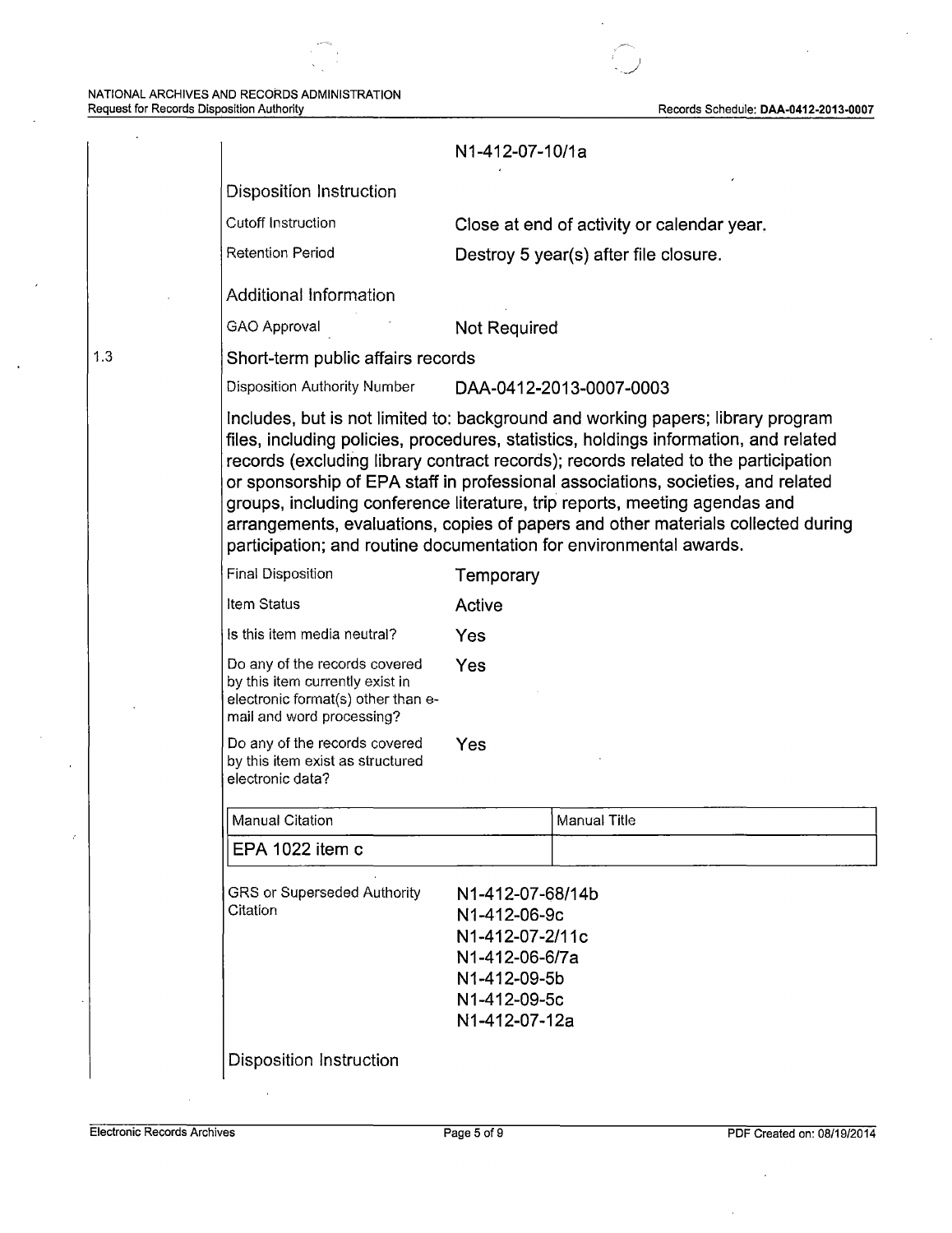N1-412-07-10/1a

### Disposition Instruction

| | |
|---|---|
| Cutoff Instruction | Close at end of activity or calendar year. |
| Retention Period | Destroy 5 year(s) after file closure. |

### Additional Information

| | |
|---|---|
| GAO Approval | Not Required |

## 1.3 Short-term public affairs records

Disposition Authority Number DAA-0412-2013-0007-0003

Includes, but is not limited to: background and working papers; library program files, including policies, procedures, statistics, holdings information, and related records (excluding library contract records); records related to the participation or sponsorship of EPA staff in professional associations, societies, and related groups, including conference literature, trip reports, meeting agendas and arrangements, evaluations, copies of papers and other materials collected during participation; and routine documentation for environmental awards.

| | |
|---|---|
| Final Disposition | Temporary |
| Item Status | Active |
| Is this item media neutral? | Yes |
| Do any of the records covered by this item currently exist in electronic format(s) other than e-mail and word processing? | Yes |
| Do any of the records covered by this item exist as structured electronic data? | Yes |

| Manual Citation | Manual Title |
|---|---|
| EPA 1022 item c | |

GRS or Superseded Authority Citation

N1-412-07-68/14b
N1-412-06-9c
N1-412-07-2/11c
N1-412-06-6/7a
N1-412-09-5b
N1-412-09-5c
N1-412-07-12a

### Disposition Instruction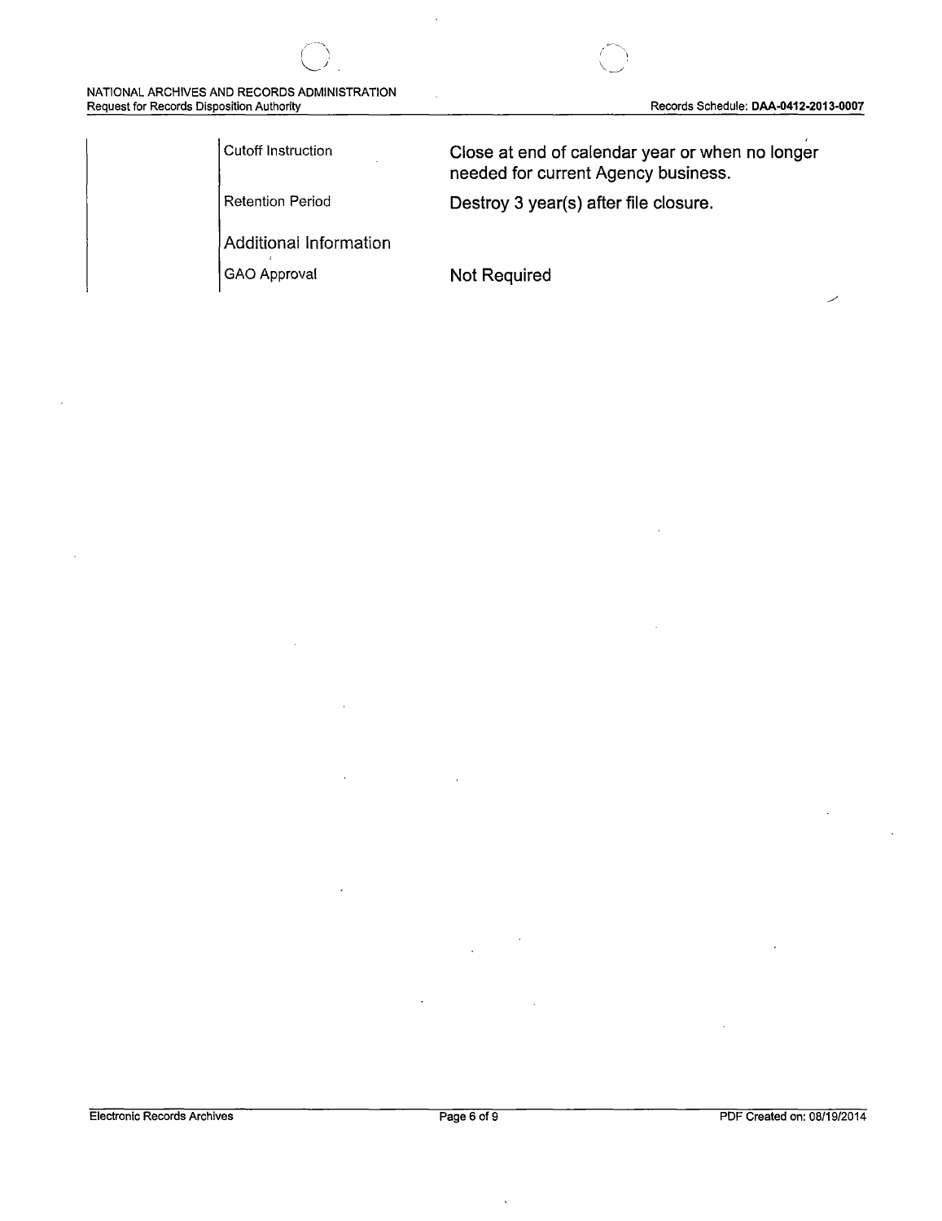| | |
|---|---|
| Cutoff Instruction | Close at end of calendar year or when no longer needed for current Agency business. |
| Retention Period | Destroy 3 year(s) after file closure. |
| Additional Information | |
| GAO Approval | Not Required |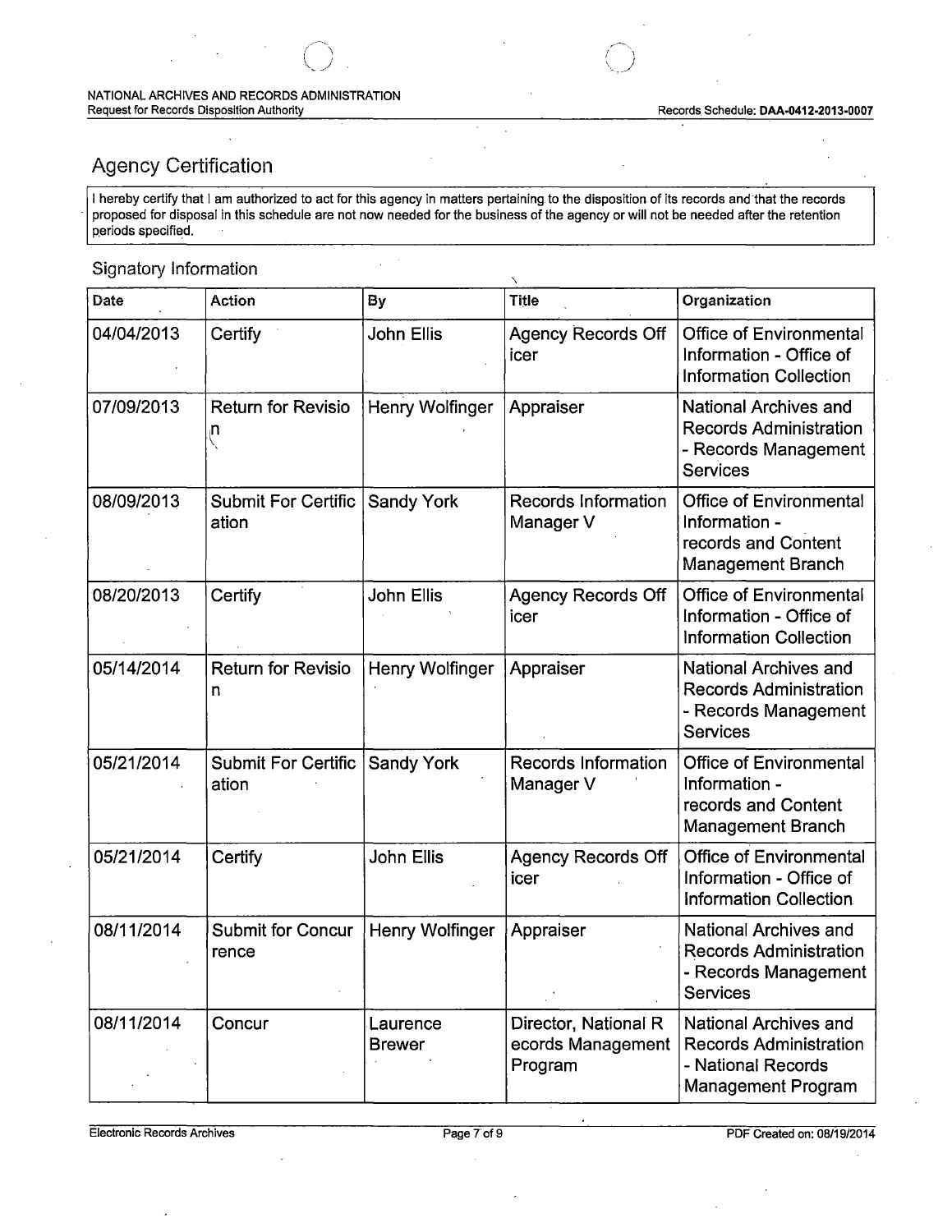## Agency Certification

I hereby certify that I am authorized to act for this agency in matters pertaining to the disposition of its records and that the records proposed for disposal in this schedule are not now needed for the business of the agency or will not be needed after the retention periods specified.

### Signatory Information

| Date | Action | By | Title | Organization |
|---|---|---|---|---|
| 04/04/2013 | Certify | John Ellis | Agency Records Officer | Office of Environmental Information - Office of Information Collection |
| 07/09/2013 | Return for Revision | Henry Wolfinger | Appraiser | National Archives and Records Administration - Records Management Services |
| 08/09/2013 | Submit For Certification | Sandy York | Records Information Manager V | Office of Environmental Information - records and Content Management Branch |
| 08/20/2013 | Certify | John Ellis | Agency Records Officer | Office of Environmental Information - Office of Information Collection |
| 05/14/2014 | Return for Revision | Henry Wolfinger | Appraiser | National Archives and Records Administration - Records Management Services |
| 05/21/2014 | Submit For Certification | Sandy York | Records Information Manager V | Office of Environmental Information - records and Content Management Branch |
| 05/21/2014 | Certify | John Ellis | Agency Records Officer | Office of Environmental Information - Office of Information Collection |
| 08/11/2014 | Submit for Concurrence | Henry Wolfinger | Appraiser | National Archives and Records Administration - Records Management Services |
| 08/11/2014 | Concur | Laurence Brewer | Director, National Records Management Program | National Archives and Records Administration - National Records Management Program |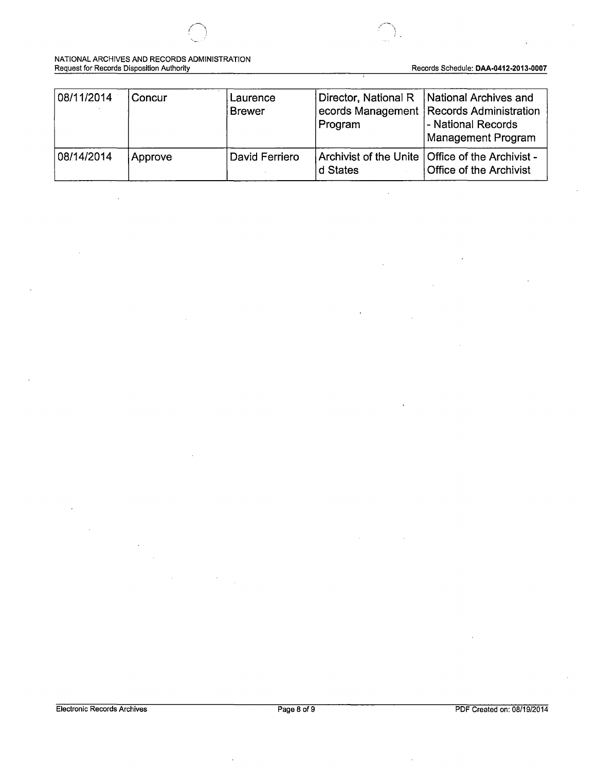| | | | | |
|---|---|---|---|---|
| 08/11/2014 | Concur | Laurence Brewer | Director, National Records Management Program | National Archives and Records Administration - National Records Management Program |
| 08/14/2014 | Approve | David Ferriero | Archivist of the United States | Office of the Archivist - Office of the Archivist |